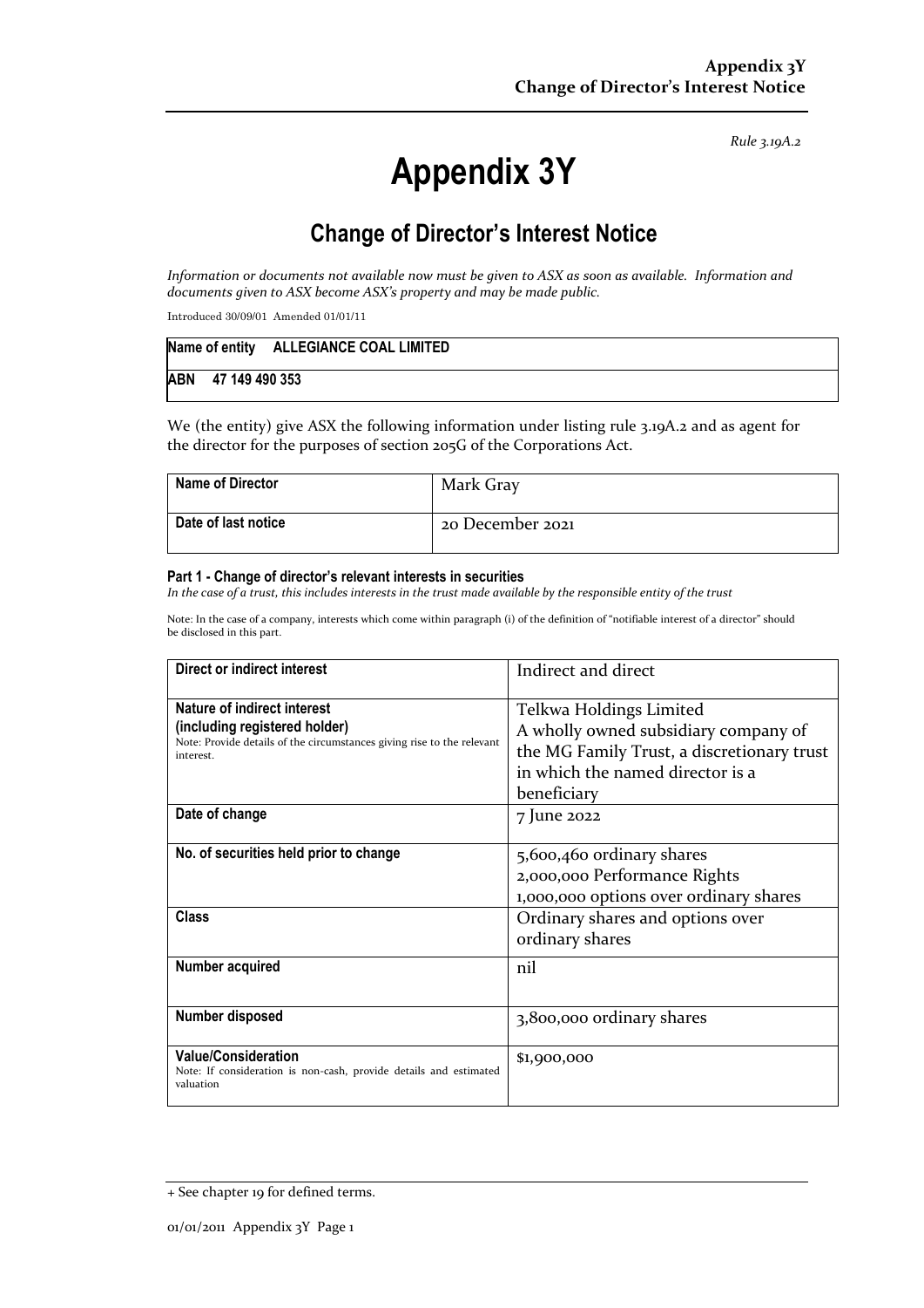*Rule 3.19A.2*

# Appendix 3Y

## Change of Director's Interest Notice

*Information or documents not available now must be given to ASX as soon as available. Information and documents given to ASX become ASX's property and may be made public.*

Introduced 30/09/01 Amended 01/01/11

| **Name of entity** ALLEGIANCE COAL LIMITED |
|---|
| **ABN** 47 149 490 353 |

We (the entity) give ASX the following information under listing rule 3.19A.2 and as agent for the director for the purposes of section 205G of the Corporations Act.

| **Name of Director** | Mark Gray |
|---|---|
| **Date of last notice** | 20 December 2021 |

**Part 1 - Change of director's relevant interests in securities**

*In the case of a trust, this includes interests in the trust made available by the responsible entity of the trust*

Note: In the case of a company, interests which come within paragraph (i) of the definition of "notifiable interest of a director" should be disclosed in this part.

| **Direct or indirect interest** | Indirect and direct |
|---|---|
| **Nature of indirect interest (including registered holder)**<br>Note: Provide details of the circumstances giving rise to the relevant interest. | Telkwa Holdings Limited<br>A wholly owned subsidiary company of the MG Family Trust, a discretionary trust in which the named director is a beneficiary |
| **Date of change** | 7 June 2022 |
| **No. of securities held prior to change** | 5,600,460 ordinary shares<br>2,000,000 Performance Rights<br>1,000,000 options over ordinary shares |
| **Class** | Ordinary shares and options over ordinary shares |
| **Number acquired** | nil |
| **Number disposed** | 3,800,000 ordinary shares |
| **Value/Consideration**<br>Note: If consideration is non-cash, provide details and estimated valuation | $1,900,000 |

+ See chapter 19 for defined terms.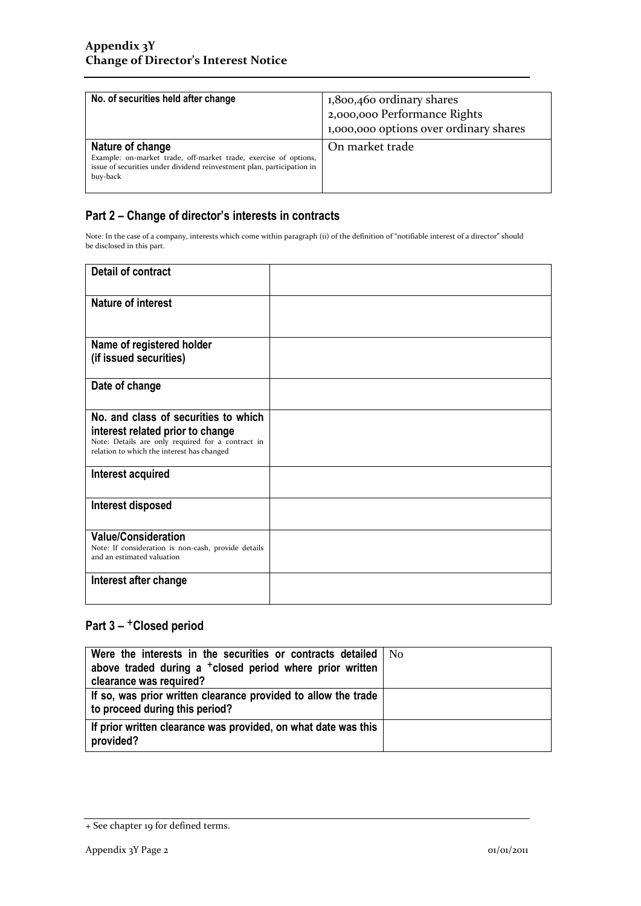| | |
|---|---|
| **No. of securities held after change** | 1,800,460 ordinary shares<br>2,000,000 Performance Rights<br>1,000,000 options over ordinary shares |
| **Nature of change**<br>Example: on-market trade, off-market trade, exercise of options, issue of securities under dividend reinvestment plan, participation in buy-back | On market trade |

## Part 2 – Change of director's interests in contracts

Note: In the case of a company, interests which come within paragraph (ii) of the definition of "notifiable interest of a director" should be disclosed in this part.

| | |
|---|---|
| **Detail of contract** | |
| **Nature of interest** | |
| **Name of registered holder (if issued securities)** | |
| **Date of change** | |
| **No. and class of securities to which interest related prior to change**<br>Note: Details are only required for a contract in relation to which the interest has changed | |
| **Interest acquired** | |
| **Interest disposed** | |
| **Value/Consideration**<br>Note: If consideration is non-cash, provide details and an estimated valuation | |
| **Interest after change** | |

## Part 3 – +Closed period

| | |
|---|---|
| **Were the interests in the securities or contracts detailed above traded during a +closed period where prior written clearance was required?** | No |
| **If so, was prior written clearance provided to allow the trade to proceed during this period?** | |
| **If prior written clearance was provided, on what date was this provided?** | |

+ See chapter 19 for defined terms.